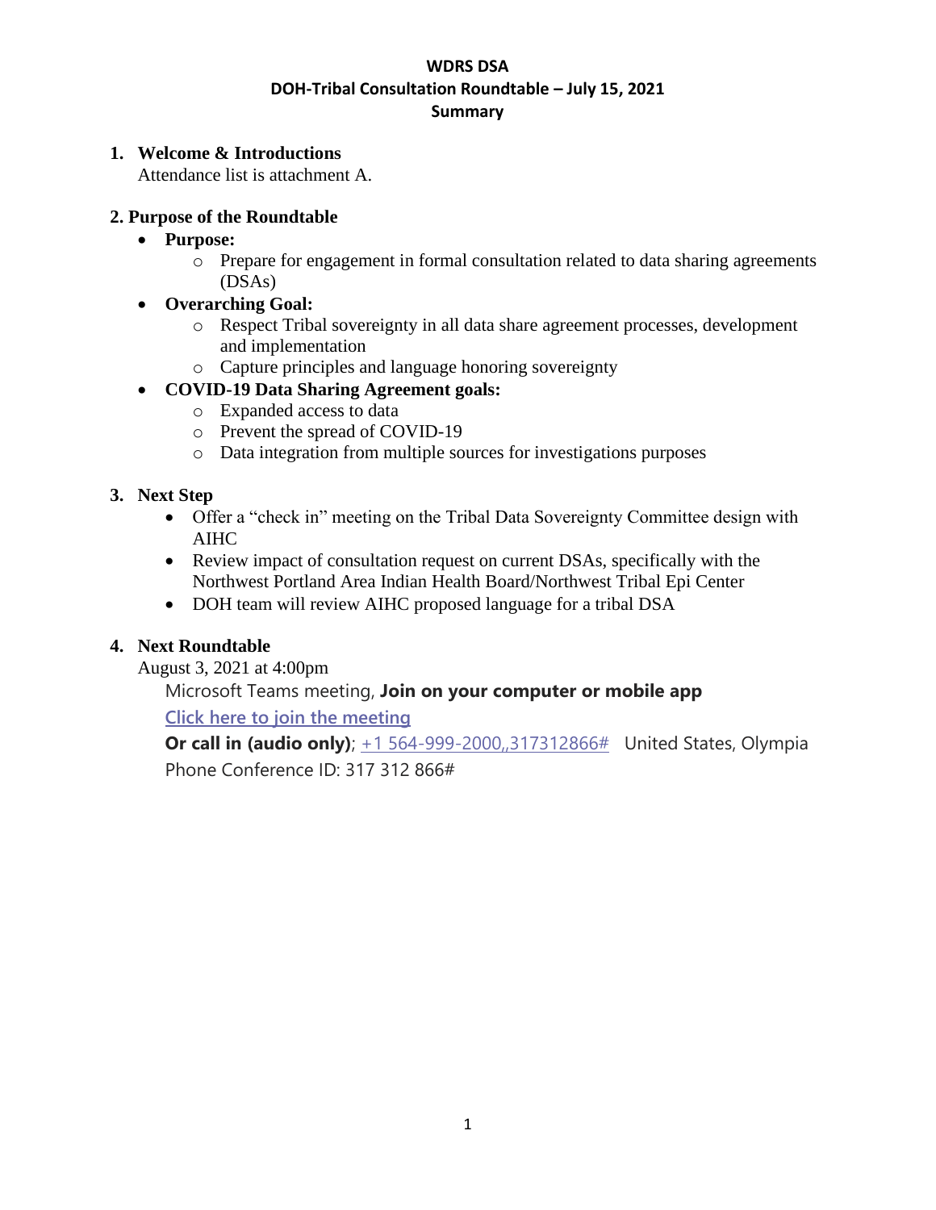# WDRS DSA
## DOH-Tribal Consultation Roundtable – July 15, 2021
## Summary

1. **Welcome & Introductions**
   Attendance list is attachment A.

2. **Purpose of the Roundtable**
   - **Purpose:**
     - Prepare for engagement in formal consultation related to data sharing agreements (DSAs)
   - **Overarching Goal:**
     - Respect Tribal sovereignty in all data share agreement processes, development and implementation
     - Capture principles and language honoring sovereignty
   - **COVID-19 Data Sharing Agreement goals:**
     - Expanded access to data
     - Prevent the spread of COVID-19
     - Data integration from multiple sources for investigations purposes

3. **Next Step**
   - Offer a "check in" meeting on the Tribal Data Sovereignty Committee design with AIHC
   - Review impact of consultation request on current DSAs, specifically with the Northwest Portland Area Indian Health Board/Northwest Tribal Epi Center
   - DOH team will review AIHC proposed language for a tribal DSA

4. **Next Roundtable**
   August 3, 2021 at 4:00pm

   Microsoft Teams meeting, **Join on your computer or mobile app**

   Click here to join the meeting

   **Or call in (audio only)**; +1 564-999-2000,,317312866# United States, Olympia

   Phone Conference ID: 317 312 866#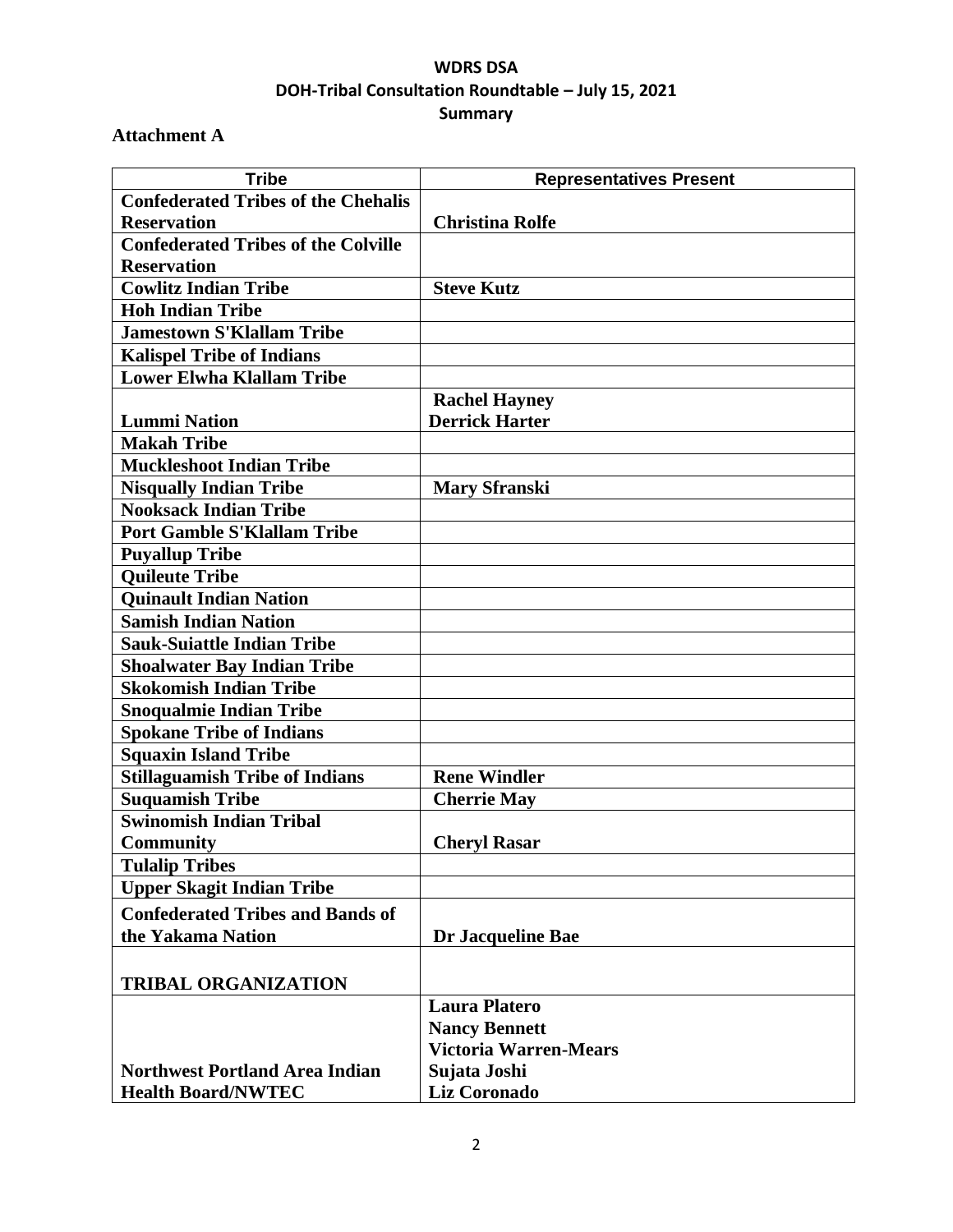**WDRS DSA**
**DOH-Tribal Consultation Roundtable – July 15, 2021**
**Summary**

**Attachment A**

| Tribe | Representatives Present |
|---|---|
| **Confederated Tribes of the Chehalis Reservation** | **Christina Rolfe** |
| **Confederated Tribes of the Colville Reservation** | |
| **Cowlitz Indian Tribe** | **Steve Kutz** |
| **Hoh Indian Tribe** | |
| **Jamestown S'Klallam Tribe** | |
| **Kalispel Tribe of Indians** | |
| **Lower Elwha Klallam Tribe** | |
| **Lummi Nation** | **Rachel Hayney**<br>**Derrick Harter** |
| **Makah Tribe** | |
| **Muckleshoot Indian Tribe** | |
| **Nisqually Indian Tribe** | **Mary Sfranski** |
| **Nooksack Indian Tribe** | |
| **Port Gamble S'Klallam Tribe** | |
| **Puyallup Tribe** | |
| **Quileute Tribe** | |
| **Quinault Indian Nation** | |
| **Samish Indian Nation** | |
| **Sauk-Suiattle Indian Tribe** | |
| **Shoalwater Bay Indian Tribe** | |
| **Skokomish Indian Tribe** | |
| **Snoqualmie Indian Tribe** | |
| **Spokane Tribe of Indians** | |
| **Squaxin Island Tribe** | |
| **Stillaguamish Tribe of Indians** | **Rene Windler** |
| **Suquamish Tribe** | **Cherrie May** |
| **Swinomish Indian Tribal Community** | **Cheryl Rasar** |
| **Tulalip Tribes** | |
| **Upper Skagit Indian Tribe** | |
| **Confederated Tribes and Bands of the Yakama Nation** | **Dr Jacqueline Bae** |
| **TRIBAL ORGANIZATION** | |
| **Northwest Portland Area Indian Health Board/NWTEC** | **Laura Platero**<br>**Nancy Bennett**<br>**Victoria Warren-Mears**<br>**Sujata Joshi**<br>**Liz Coronado** |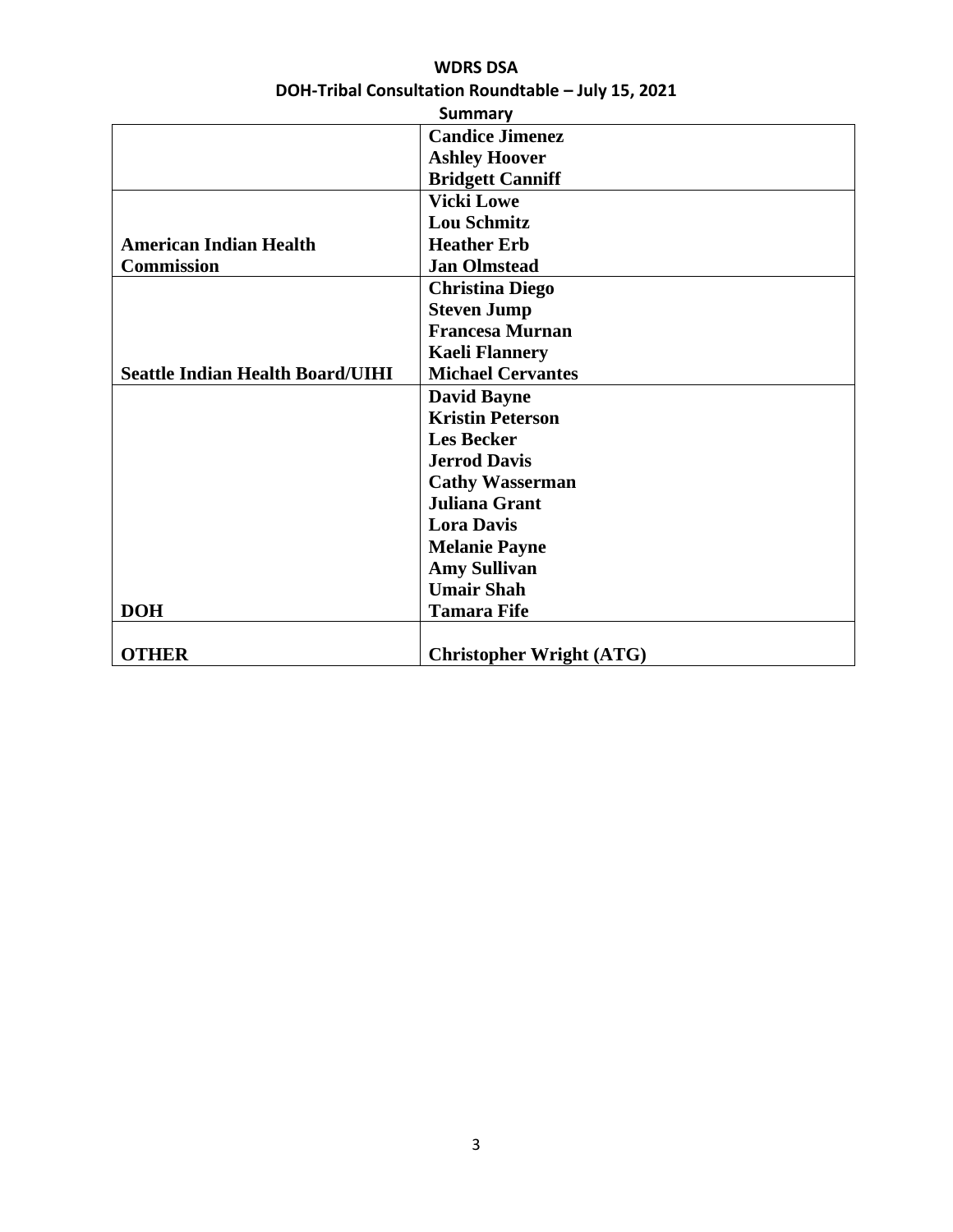**WDRS DSA**

**DOH-Tribal Consultation Roundtable – July 15, 2021**

**Summary**

| | |
|---|---|
| | **Candice Jimenez**<br>**Ashley Hoover**<br>**Bridgett Canniff** |
| **American Indian Health Commission** | **Vicki Lowe**<br>**Lou Schmitz**<br>**Heather Erb**<br>**Jan Olmstead** |
| **Seattle Indian Health Board/UIHI** | **Christina Diego**<br>**Steven Jump**<br>**Francesa Murnan**<br>**Kaeli Flannery**<br>**Michael Cervantes** |
| **DOH** | **David Bayne**<br>**Kristin Peterson**<br>**Les Becker**<br>**Jerrod Davis**<br>**Cathy Wasserman**<br>**Juliana Grant**<br>**Lora Davis**<br>**Melanie Payne**<br>**Amy Sullivan**<br>**Umair Shah**<br>**Tamara Fife** |
| **OTHER** | **Christopher Wright (ATG)** |